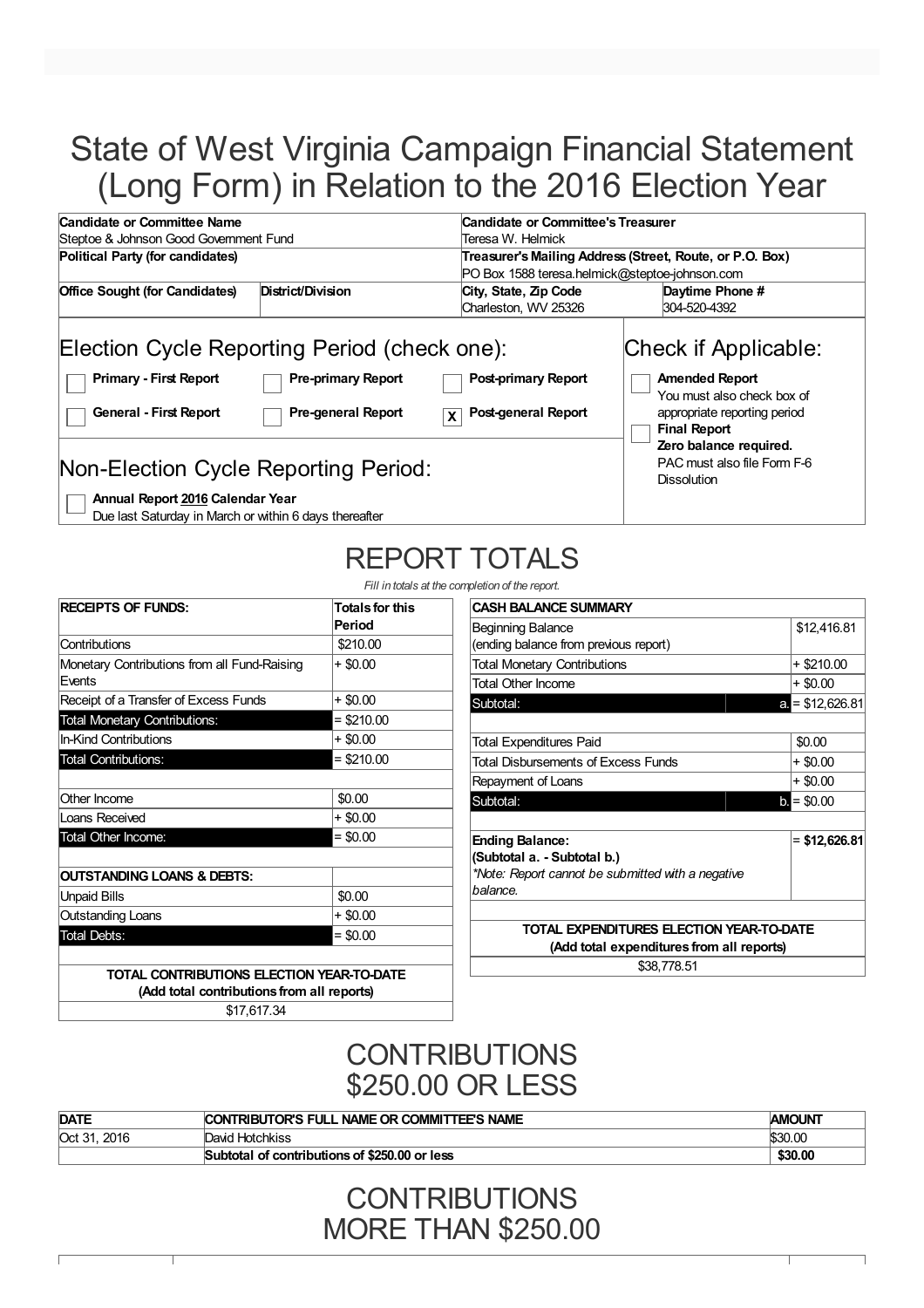# State of West Virginia Campaign Financial Statement (Long Form) in Relation to the 2016 Election Year

| Candidate or Committee Name | | Candidate or Committee's Treasurer | |
|---|---|---|---|
| Steptoe & Johnson Good Government Fund | | Teresa W. Helmick | |
| **Political Party (for candidates)** | | **Treasurer's Mailing Address (Street, Route, or P.O. Box)** | |
| | | PO Box 1588 teresa.helmick@steptoe-johnson.com | |
| **Office Sought (for Candidates)** | **District/Division** | **City, State, Zip Code** | **Daytime Phone #** |
| | | Charleston, WV 25326 | 304-520-4392 |

## Election Cycle Reporting Period (check one):

- [ ] **Primary - First Report**
- [ ] **Pre-primary Report**
- [ ] **Post-primary Report**
- [ ] **General - First Report**
- [ ] **Pre-general Report**
- [x] **Post-general Report**

## Check if Applicable:

- [ ] **Amended Report** You must also check box of appropriate reporting period
- [ ] **Final Report** **Zero balance required.** PAC must also file Form F-6 Dissolution

## Non-Election Cycle Reporting Period:

- [ ] **Annual Report 2016 Calendar Year** Due last Saturday in March or within 6 days thereafter

## REPORT TOTALS

*Fill in totals at the completion of the report.*

| RECEIPTS OF FUNDS: | Totals for this Period |
|---|---|
| Contributions | $210.00 |
| Monetary Contributions from all Fund-Raising Events | + $0.00 |
| Receipt of a Transfer of Excess Funds | + $0.00 |
| Total Monetary Contributions: | = $210.00 |
| In-Kind Contributions | + $0.00 |
| Total Contributions: | = $210.00 |
| | |
| Other Income | $0.00 |
| Loans Received | + $0.00 |
| Total Other Income: | = $0.00 |
| | |
| **OUTSTANDING LOANS & DEBTS:** | |
| Unpaid Bills | $0.00 |
| Outstanding Loans | + $0.00 |
| Total Debts: | = $0.00 |
| | |
| **TOTAL CONTRIBUTIONS ELECTION YEAR-TO-DATE (Add total contributions from all reports)** | |
| $17,617.34 | |

| CASH BALANCE SUMMARY | | |
|---|---|---|
| Beginning Balance (ending balance from previous report) | | $12,416.81 |
| Total Monetary Contributions | | + $210.00 |
| Total Other Income | | + $0.00 |
| Subtotal: | a. | = $12,626.81 |
| | | |
| Total Expenditures Paid | | $0.00 |
| Total Disbursements of Excess Funds | | + $0.00 |
| Repayment of Loans | | + $0.00 |
| Subtotal: | b. | = $0.00 |
| | | |
| **Ending Balance: (Subtotal a. - Subtotal b.)** *Note: Report cannot be submitted with a negative balance.* | | **= $12,626.81** |
| | | |
| **TOTAL EXPENDITURES ELECTION YEAR-TO-DATE (Add total expenditures from all reports)** | | |
| $38,778.51 | | |

## CONTRIBUTIONS $250.00 OR LESS

| DATE | CONTRIBUTOR'S FULL NAME OR COMMITTEE'S NAME | AMOUNT |
|---|---|---|
| Oct 31, 2016 | David Hotchkiss | $30.00 |
| | **Subtotal of contributions of $250.00 or less** | **$30.00** |

## CONTRIBUTIONS MORE THAN $250.00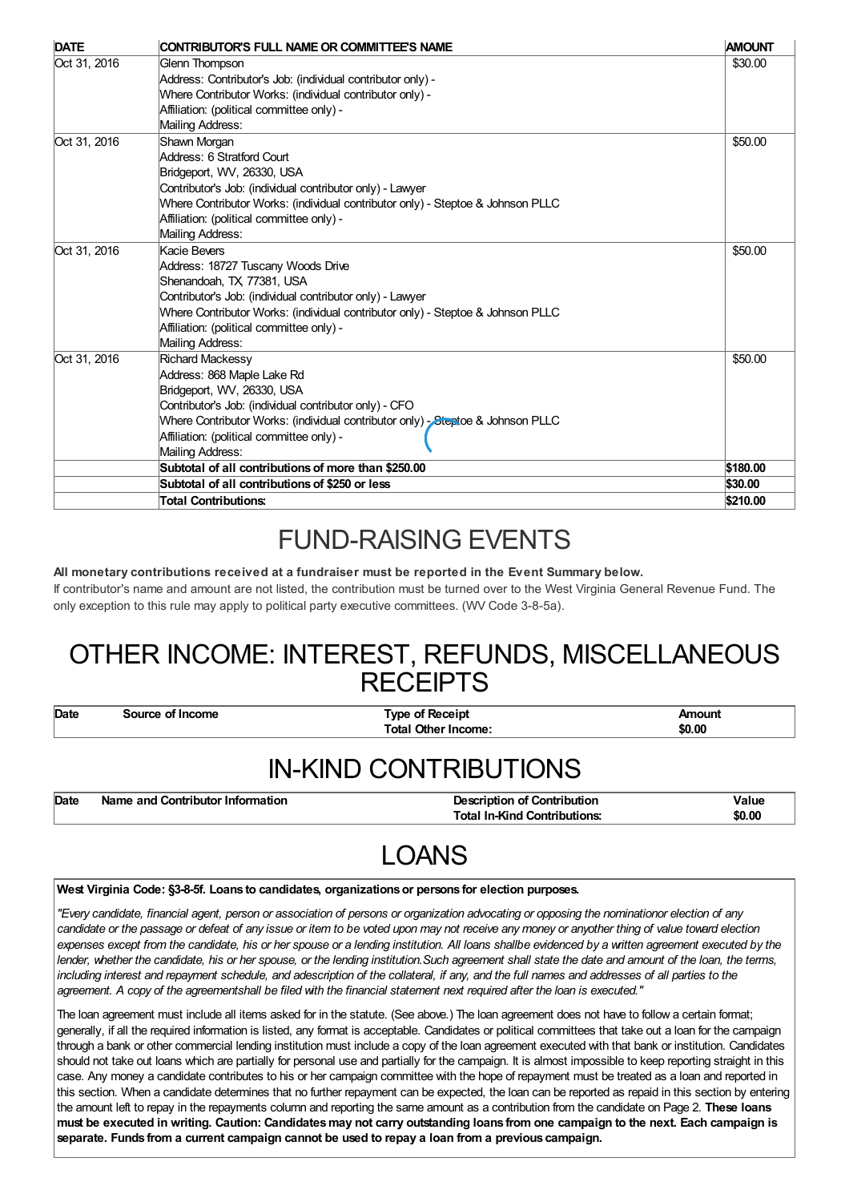| DATE | CONTRIBUTOR'S FULL NAME OR COMMITTEE'S NAME | AMOUNT |
|---|---|---|
| Oct 31, 2016 | Glenn Thompson<br>Address: Contributor's Job: (individual contributor only) -<br>Where Contributor Works: (individual contributor only) -<br>Affiliation: (political committee only) -<br>Mailing Address: | $30.00 |
| Oct 31, 2016 | Shawn Morgan<br>Address: 6 Stratford Court<br>Bridgeport, WV, 26330, USA<br>Contributor's Job: (individual contributor only) - Lawyer<br>Where Contributor Works: (individual contributor only) - Steptoe & Johnson PLLC<br>Affiliation: (political committee only) -<br>Mailing Address: | $50.00 |
| Oct 31, 2016 | Kacie Bevers<br>Address: 18727 Tuscany Woods Drive<br>Shenandoah, TX, 77381, USA<br>Contributor's Job: (individual contributor only) - Lawyer<br>Where Contributor Works: (individual contributor only) - Steptoe & Johnson PLLC<br>Affiliation: (political committee only) -<br>Mailing Address: | $50.00 |
| Oct 31, 2016 | Richard Mackessy<br>Address: 868 Maple Lake Rd<br>Bridgeport, WV, 26330, USA<br>Contributor's Job: (individual contributor only) - CFO<br>Where Contributor Works: (individual contributor only) - Steptoe & Johnson PLLC<br>Affiliation: (political committee only) -<br>Mailing Address: | $50.00 |
| | **Subtotal of all contributions of more than $250.00** | **$180.00** |
| | **Subtotal of all contributions of $250 or less** | **$30.00** |
| | **Total Contributions:** | **$210.00** |

# FUND-RAISING EVENTS

**All monetary contributions received at a fundraiser must be reported in the Event Summary below.**

If contributor's name and amount are not listed, the contribution must be turned over to the West Virginia General Revenue Fund. The only exception to this rule may apply to political party executive committees. (WV Code 3-8-5a).

# OTHER INCOME: INTEREST, REFUNDS, MISCELLANEOUS RECEIPTS

| Date | Source of Income | Type of Receipt | Amount |
|---|---|---|---|
| | | **Total Other Income:** | **$0.00** |

# IN-KIND CONTRIBUTIONS

| Date | Name and Contributor Information | Description of Contribution | Value |
|---|---|---|---|
| | | **Total In-Kind Contributions:** | **$0.00** |

# LOANS

**West Virginia Code: §3-8-5f. Loans to candidates, organizations or persons for election purposes.**

*"Every candidate, financial agent, person or association of persons or organization advocating or opposing the nominationor election of any candidate or the passage or defeat of any issue or item to be voted upon may not receive any money or anyother thing of value toward election expenses except from the candidate, his or her spouse or a lending institution. All loans shallbe evidenced by a written agreement executed by the lender, whether the candidate, his or her spouse, or the lending institution.Such agreement shall state the date and amount of the loan, the terms, including interest and repayment schedule, and adescription of the collateral, if any, and the full names and addresses of all parties to the agreement. A copy of the agreementshall be filed with the financial statement next required after the loan is executed."*

The loan agreement must include all items asked for in the statute. (See above.) The loan agreement does not have to follow a certain format; generally, if all the required information is listed, any format is acceptable. Candidates or political committees that take out a loan for the campaign through a bank or other commercial lending institution must include a copy of the loan agreement executed with that bank or institution. Candidates should not take out loans which are partially for personal use and partially for the campaign. It is almost impossible to keep reporting straight in this case. Any money a candidate contributes to his or her campaign committee with the hope of repayment must be treated as a loan and reported in this section. When a candidate determines that no further repayment can be expected, the loan can be reported as repaid in this section by entering the amount left to repay in the repayments column and reporting the same amount as a contribution from the candidate on Page 2. **These loans must be executed in writing. Caution: Candidates may not carry outstanding loans from one campaign to the next. Each campaign is separate. Funds from a current campaign cannot be used to repay a loan from a previous campaign.**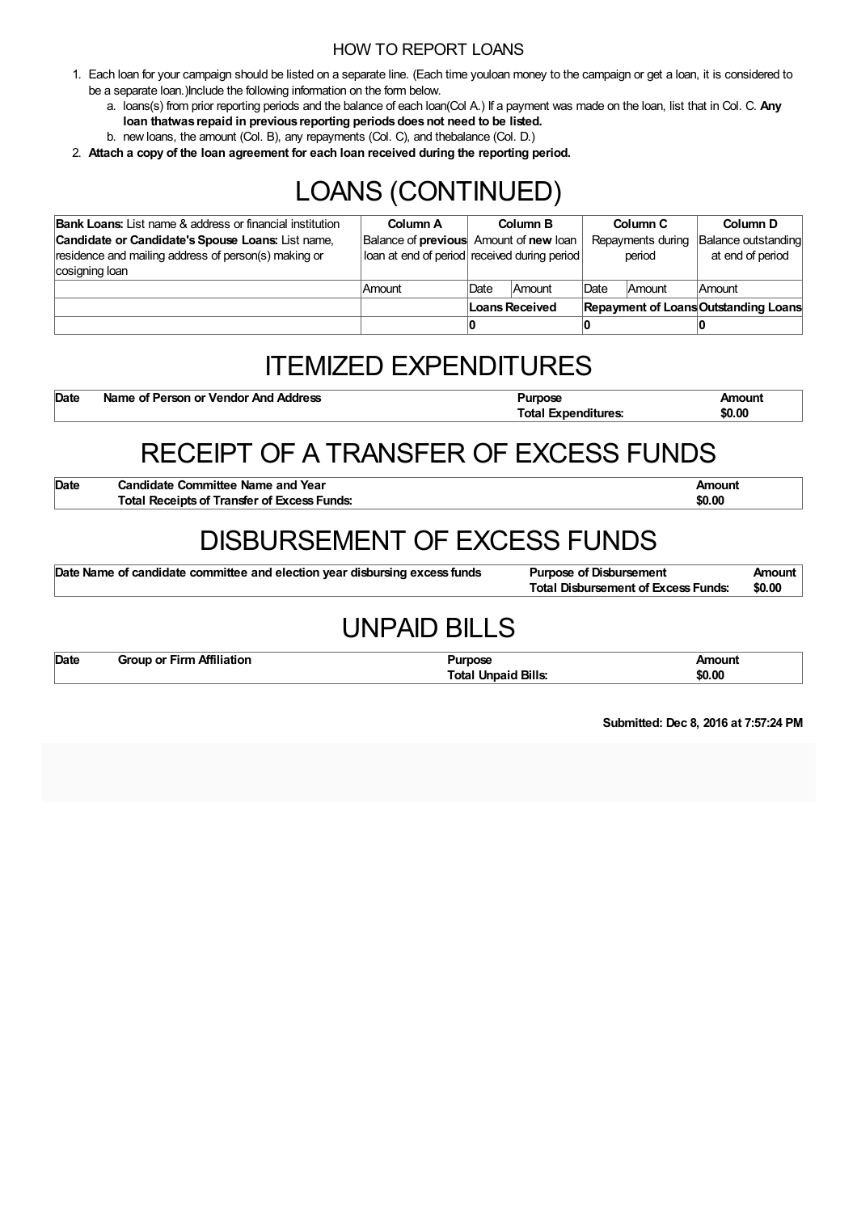HOW TO REPORT LOANS

1. Each loan for your campaign should be listed on a separate line. (Each time youloan money to the campaign or get a loan, it is considered to be a separate loan.)Include the following information on the form below.
   a. loans(s) from prior reporting periods and the balance of each loan(Col A.) If a payment was made on the loan, list that in Col. C. **Any loan thatwas repaid in previous reporting periods does not need to be listed.**
   b. new loans, the amount (Col. B), any repayments (Col. C), and thebalance (Col. D.)
2. **Attach a copy of the loan agreement for each loan received during the reporting period.**

# LOANS (CONTINUED)

| **Bank Loans:** List name & address or financial institution **Candidate or Candidate's Spouse Loans:** List name, residence and mailing address of person(s) making or cosigning loan | **Column A** Balance of **previous** loan at end of period | **Column B** Amount of **new** loan received during period | | **Column C** Repayments during period | | **Column D** Balance outstanding at end of period |
|---|---|---|---|---|---|---|
| | Amount | Date | Amount | Date | Amount | Amount |
| | | **Loans Received** | | **Repayment of Loans** | | **Outstanding Loans** |
| | | **0** | | **0** | | **0** |

# ITEMIZED EXPENDITURES

| **Date** | **Name of Person or Vendor And Address** | **Purpose** | **Amount** |
|---|---|---|---|
| | | **Total Expenditures:** | **$0.00** |

# RECEIPT OF A TRANSFER OF EXCESS FUNDS

| **Date** | **Candidate Committee Name and Year** | **Amount** |
|---|---|---|
| | **Total Receipts of Transfer of Excess Funds:** | **$0.00** |

# DISBURSEMENT OF EXCESS FUNDS

| **Date** | **Name of candidate committee and election year disbursing excess funds** | **Purpose of Disbursement** | **Amount** |
|---|---|---|---|
| | | **Total Disbursement of Excess Funds:** | **$0.00** |

# UNPAID BILLS

| **Date** | **Group or Firm Affiliation** | **Purpose** | **Amount** |
|---|---|---|---|
| | | **Total Unpaid Bills:** | **$0.00** |

**Submitted: Dec 8, 2016 at 7:57:24 PM**